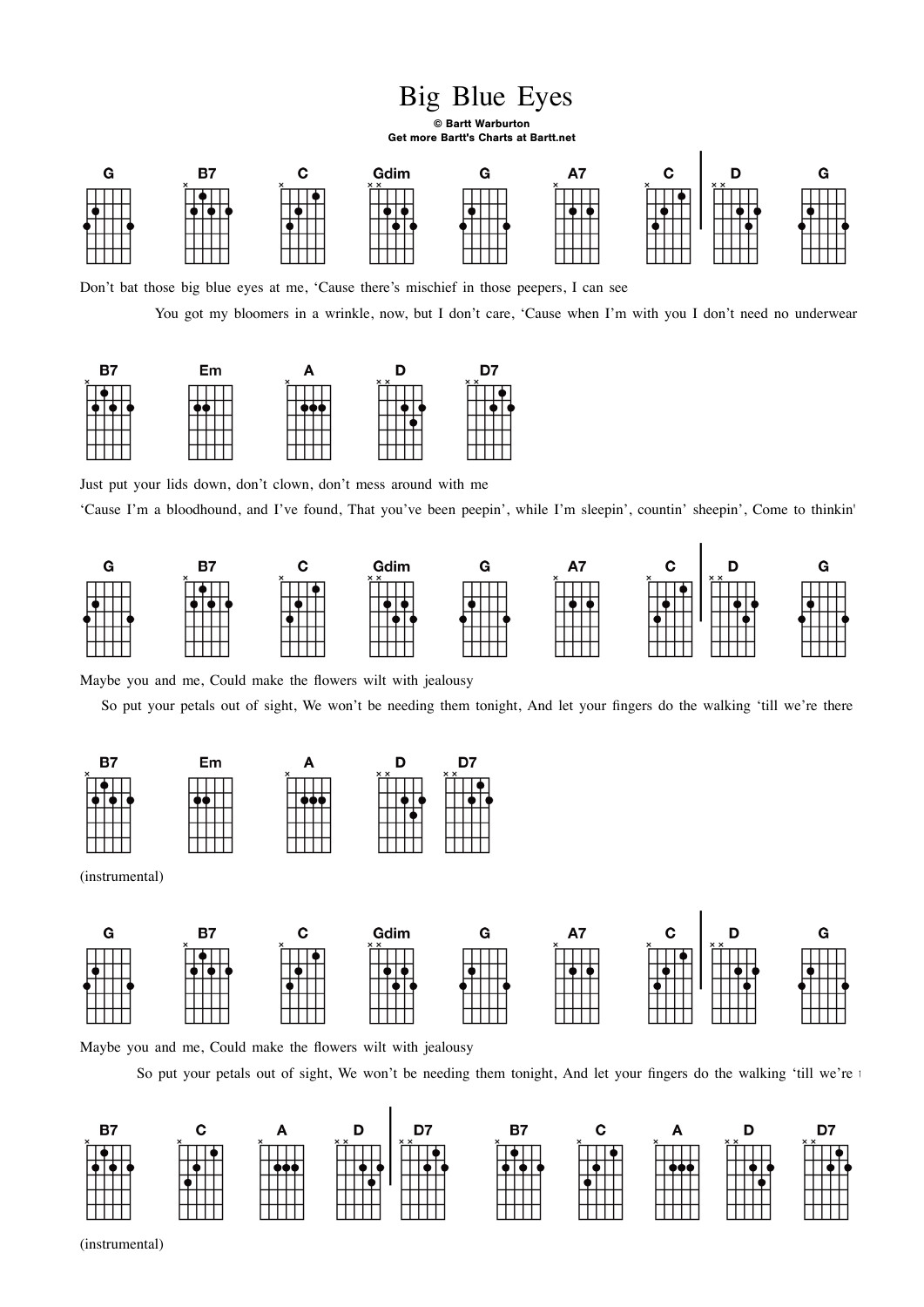# Big Blue Eyes

**© Bartt Warburton**
**Get more Bartt's Charts at Bartt.net**

G B7 C Gdim G A7 C | D G

Don't bat those big blue eyes at me, 'Cause there's mischief in those peepers, I can see

You got my bloomers in a wrinkle, now, but I don't care, 'Cause when I'm with you I don't need no underwear

B7 Em A D D7

Just put your lids down, don't clown, don't mess around with me

'Cause I'm a bloodhound, and I've found, That you've been peepin', while I'm sleepin', countin' sheepin', Come to thinkin'

G B7 C Gdim G A7 C | D G

Maybe you and me, Could make the flowers wilt with jealousy

So put your petals out of sight, We won't be needing them tonight, And let your fingers do the walking 'till we're there

B7 Em A D D7

(instrumental)

G B7 C Gdim G A7 C | D G

Maybe you and me, Could make the flowers wilt with jealousy

So put your petals out of sight, We won't be needing them tonight, And let your fingers do the walking 'till we're t

B7 C A D | D7 B7 C A D D7

(instrumental)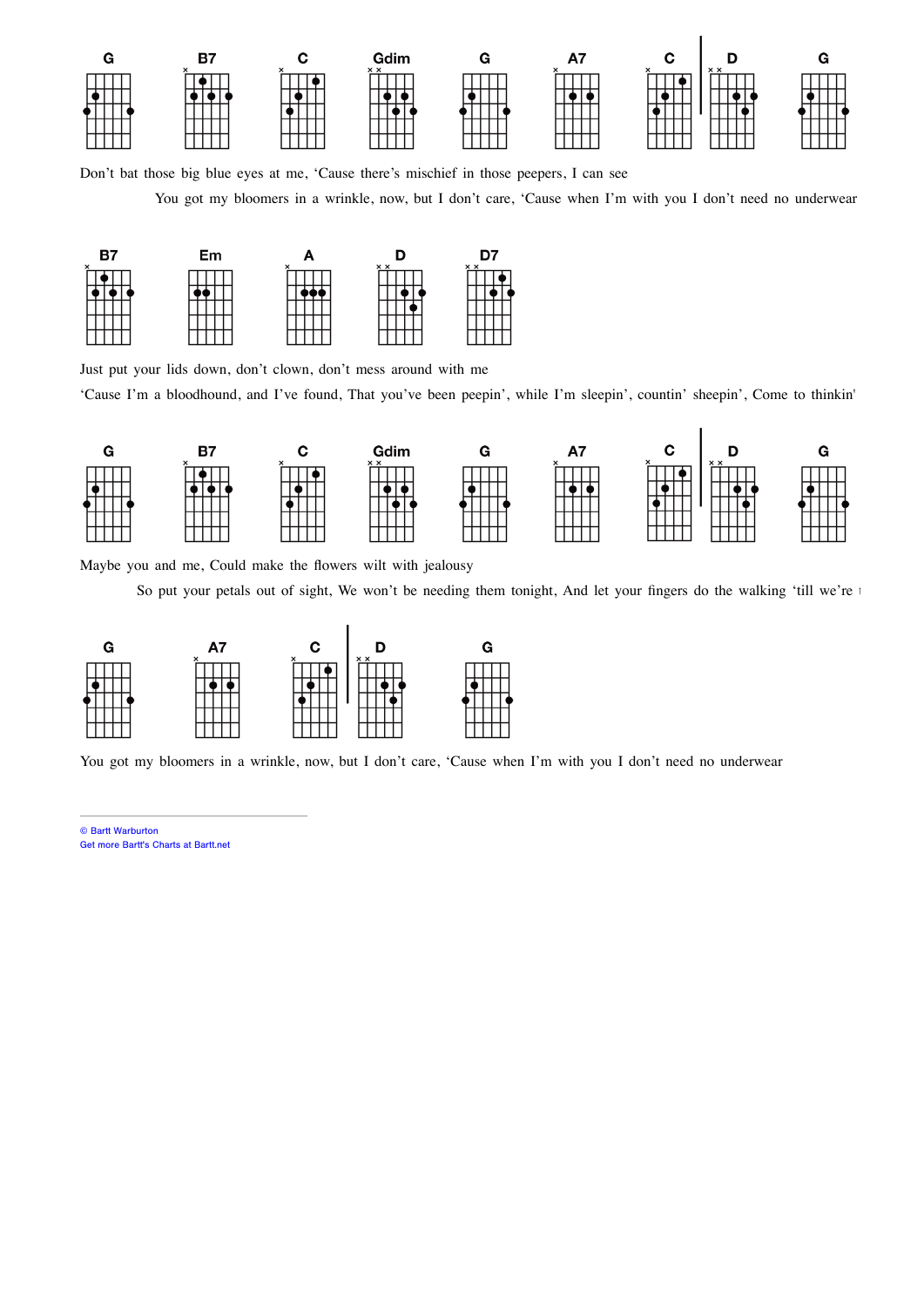G B7 C Gdim G A7 C | D G

Don't bat those big blue eyes at me, 'Cause there's mischief in those peepers, I can see

You got my bloomers in a wrinkle, now, but I don't care, 'Cause when I'm with you I don't need no underwear

B7 Em A D D7

Just put your lids down, don't clown, don't mess around with me

'Cause I'm a bloodhound, and I've found, That you've been peepin', while I'm sleepin', countin' sheepin', Come to thinkin'

G B7 C Gdim G A7 C | D G

Maybe you and me, Could make the flowers wilt with jealousy

So put your petals out of sight, We won't be needing them tonight, And let your fingers do the walking 'till we're t

G A7 C | D G

You got my bloomers in a wrinkle, now, but I don't care, 'Cause when I'm with you I don't need no underwear

---

© Bartt Warburton
Get more Bartt's Charts at Bartt.net